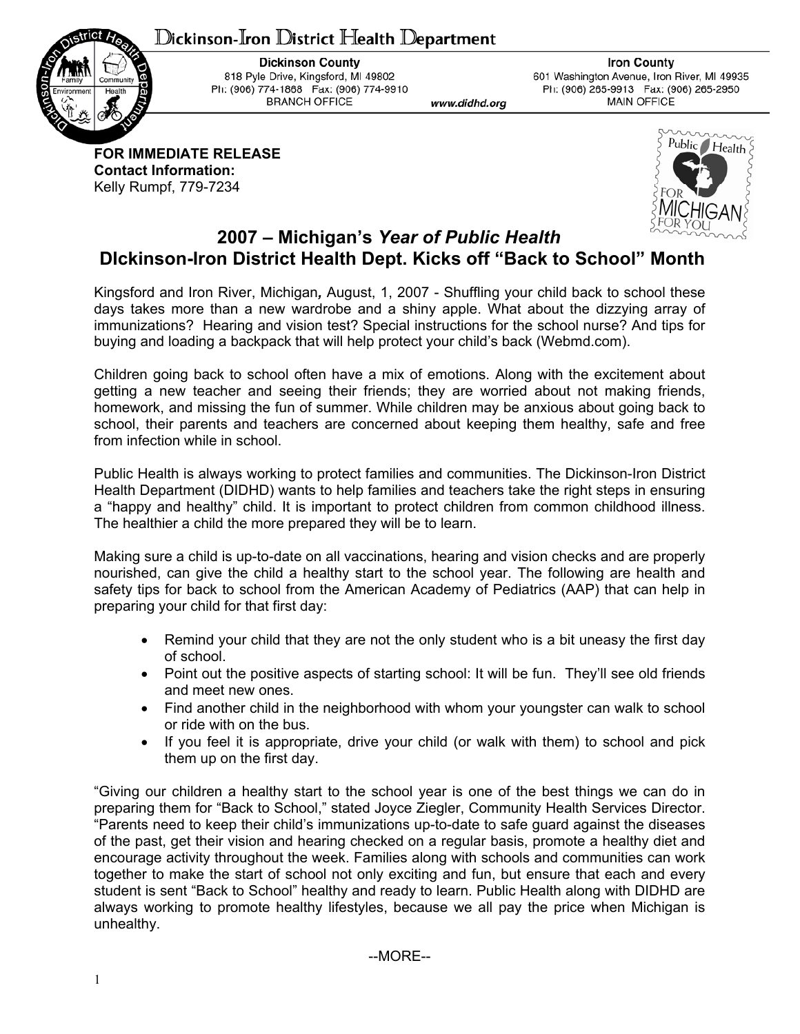# Dickinson-Iron District Health Department

**Dickinson County**
818 Pyle Drive, Kingsford, MI 49802
Ph: (906) 774-1868 Fax: (906) 774-9910
BRANCH OFFICE

www.didhd.org

**Iron County**
601 Washington Avenue, Iron River, MI 49935
Ph: (906) 265-9913 Fax: (906) 265-2950
MAIN OFFICE

**FOR IMMEDIATE RELEASE**
**Contact Information:**
Kelly Rumpf, 779-7234

## 2007 – Michigan's *Year of Public Health*
## DIckinson-Iron District Health Dept. Kicks off "Back to School" Month

Kingsford and Iron River, Michigan*,* August, 1, 2007 - Shuffling your child back to school these days takes more than a new wardrobe and a shiny apple. What about the dizzying array of immunizations? Hearing and vision test? Special instructions for the school nurse? And tips for buying and loading a backpack that will help protect your child's back (Webmd.com).

Children going back to school often have a mix of emotions. Along with the excitement about getting a new teacher and seeing their friends; they are worried about not making friends, homework, and missing the fun of summer. While children may be anxious about going back to school, their parents and teachers are concerned about keeping them healthy, safe and free from infection while in school.

Public Health is always working to protect families and communities. The Dickinson-Iron District Health Department (DIDHD) wants to help families and teachers take the right steps in ensuring a "happy and healthy" child. It is important to protect children from common childhood illness. The healthier a child the more prepared they will be to learn.

Making sure a child is up-to-date on all vaccinations, hearing and vision checks and are properly nourished, can give the child a healthy start to the school year. The following are health and safety tips for back to school from the American Academy of Pediatrics (AAP) that can help in preparing your child for that first day:

- Remind your child that they are not the only student who is a bit uneasy the first day of school.
- Point out the positive aspects of starting school: It will be fun. They'll see old friends and meet new ones.
- Find another child in the neighborhood with whom your youngster can walk to school or ride with on the bus.
- If you feel it is appropriate, drive your child (or walk with them) to school and pick them up on the first day.

"Giving our children a healthy start to the school year is one of the best things we can do in preparing them for "Back to School," stated Joyce Ziegler, Community Health Services Director. "Parents need to keep their child's immunizations up-to-date to safe guard against the diseases of the past, get their vision and hearing checked on a regular basis, promote a healthy diet and encourage activity throughout the week. Families along with schools and communities can work together to make the start of school not only exciting and fun, but ensure that each and every student is sent "Back to School" healthy and ready to learn. Public Health along with DIDHD are always working to promote healthy lifestyles, because we all pay the price when Michigan is unhealthy.

--MORE--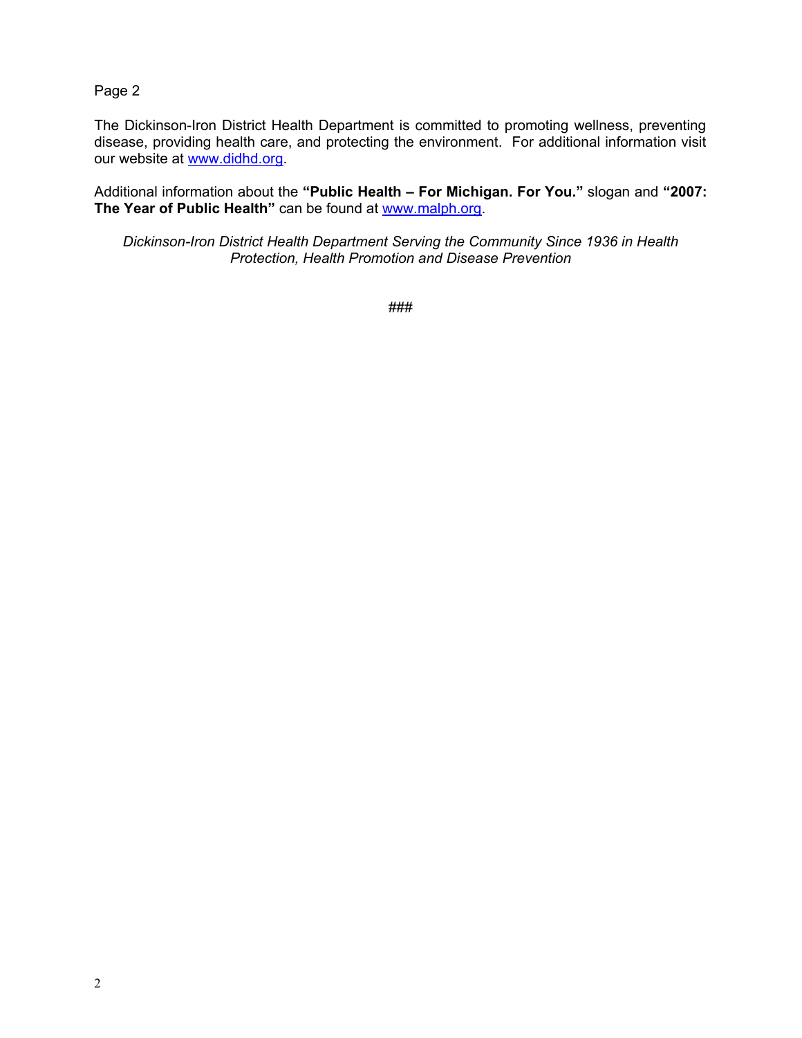The Dickinson-Iron District Health Department is committed to promoting wellness, preventing disease, providing health care, and protecting the environment. For additional information visit our website at www.didhd.org.

Additional information about the **"Public Health – For Michigan. For You."** slogan and **"2007: The Year of Public Health"** can be found at www.malph.org.

*Dickinson-Iron District Health Department Serving the Community Since 1936 in Health Protection, Health Promotion and Disease Prevention*

###